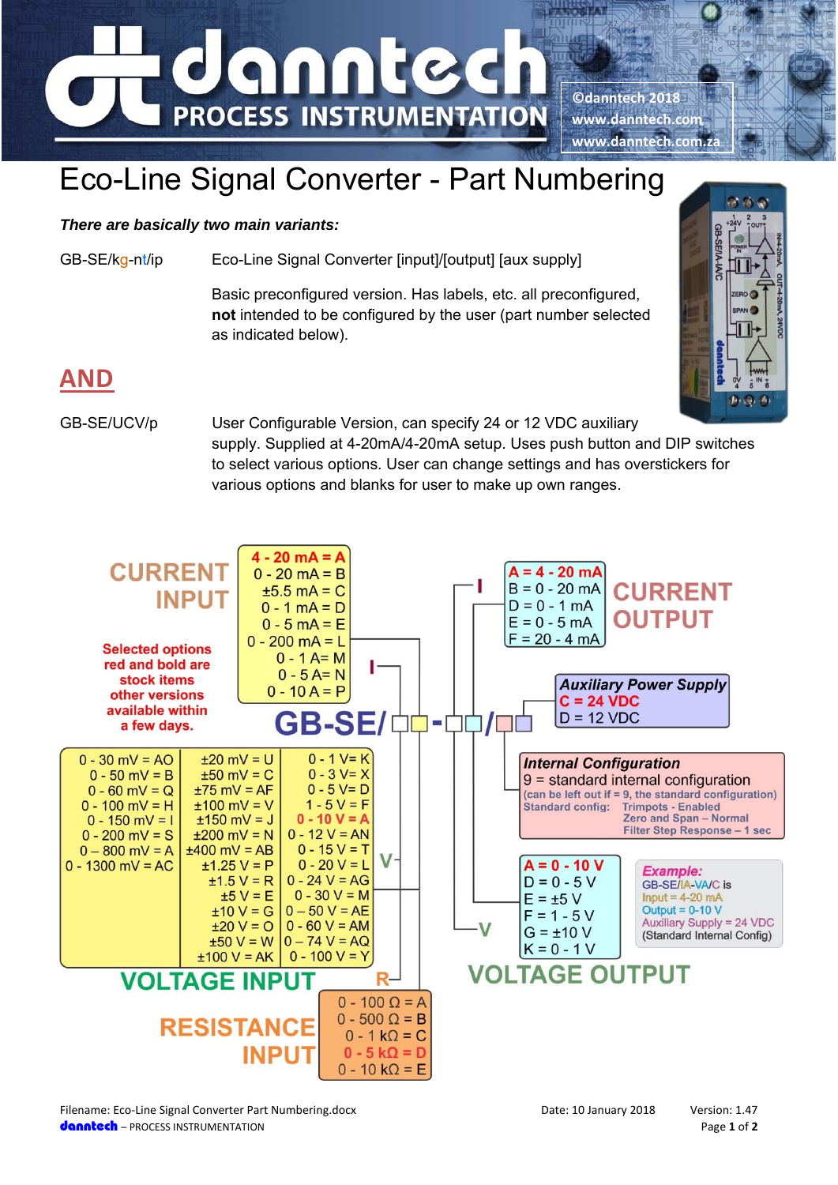# Eco-Line Signal Converter - Part Numbering

***There are basically two main variants:***

GB-SE/kg-nt/ip — Eco-Line Signal Converter [input]/[output] [aux supply]

Basic preconfigured version. Has labels, etc. all preconfigured, **not** intended to be configured by the user (part number selected as indicated below).

## AND

GB-SE/UCV/p — User Configurable Version, can specify 24 or 12 VDC auxiliary supply. Supplied at 4-20mA/4-20mA setup. Uses push button and DIP switches to select various options. User can change settings and has overstickers for various options and blanks for user to make up ranges.

**GB-SE/□□-□□/□□**

### CURRENT INPUT (I)

- **4 - 20 mA = A**
- 0 - 20 mA = B
- ±5.5 mA = C
- 0 - 1 mA = D
- 0 - 5 mA = E
- 0 - 200 mA = L
- 0 - 1 A = M
- 0 - 5 A = N
- 0 - 10 A = P

**Selected options red and bold are stock items other versions available within a few days.**

### VOLTAGE INPUT (V)

| | | |
|---|---|---|
| 0 - 30 mV = AO | ±20 mV = U | 0 - 1 V = K |
| 0 - 50 mV = B | ±50 mV = C | 0 - 3 V = X |
| 0 - 60 mV = Q | ±75 mV = AF | 0 - 5 V = D |
| 0 - 100 mV = H | ±100 mV = V | 1 - 5 V = F |
| 0 - 150 mV = I | ±150 mV = J | **0 - 10 V = A** |
| 0 - 200 mV = S | ±200 mV = N | 0 - 12 V = AN |
| 0 – 800 mV = A | ±400 mV = AB | 0 - 15 V = T |
| 0 - 1300 mV = AC | ±1.25 V = P | 0 - 20 V = L |
| | ±1.5 V = R | 0 - 24 V = AG |
| | ±5 V = E | 0 - 30 V = M |
| | ±10 V = G | 0 – 50 V = AE |
| | ±20 V = O | 0 - 60 V = AM |
| | ±50 V = W | 0 – 74 V = AQ |
| | ±100 V = AK | 0 - 100 V = Y |

### RESISTANCE INPUT (R)

- 0 - 100 Ω = A
- 0 - 500 Ω = B
- 0 - 1 kΩ = C
- **0 - 5 kΩ = D**
- 0 - 10 kΩ = E

### CURRENT OUTPUT (I)

- **A = 4 - 20 mA**
- B = 0 - 20 mA
- D = 0 - 1 mA
- E = 0 - 5 mA
- F = 20 - 4 mA

### VOLTAGE OUTPUT (V)

- **A = 0 - 10 V**
- D = 0 - 5 V
- E = ±5 V
- F = 1 - 5 V
- G = ±10 V
- K = 0 - 1 V

### *Auxiliary Power Supply*

- **C = 24 VDC**
- D = 12 VDC

### *Internal Configuration*

9 = standard internal configuration
(can be left out if = 9, the standard configuration)
Standard config: Trimpots - Enabled
Zero and Span – Normal
Filter Step Response – 1 sec

***Example:***
GB-SE/IA-VA/C is
Input = 4-20 mA
Output = 0-10 V
Auxiliary Supply = 24 VDC
(Standard Internal Config)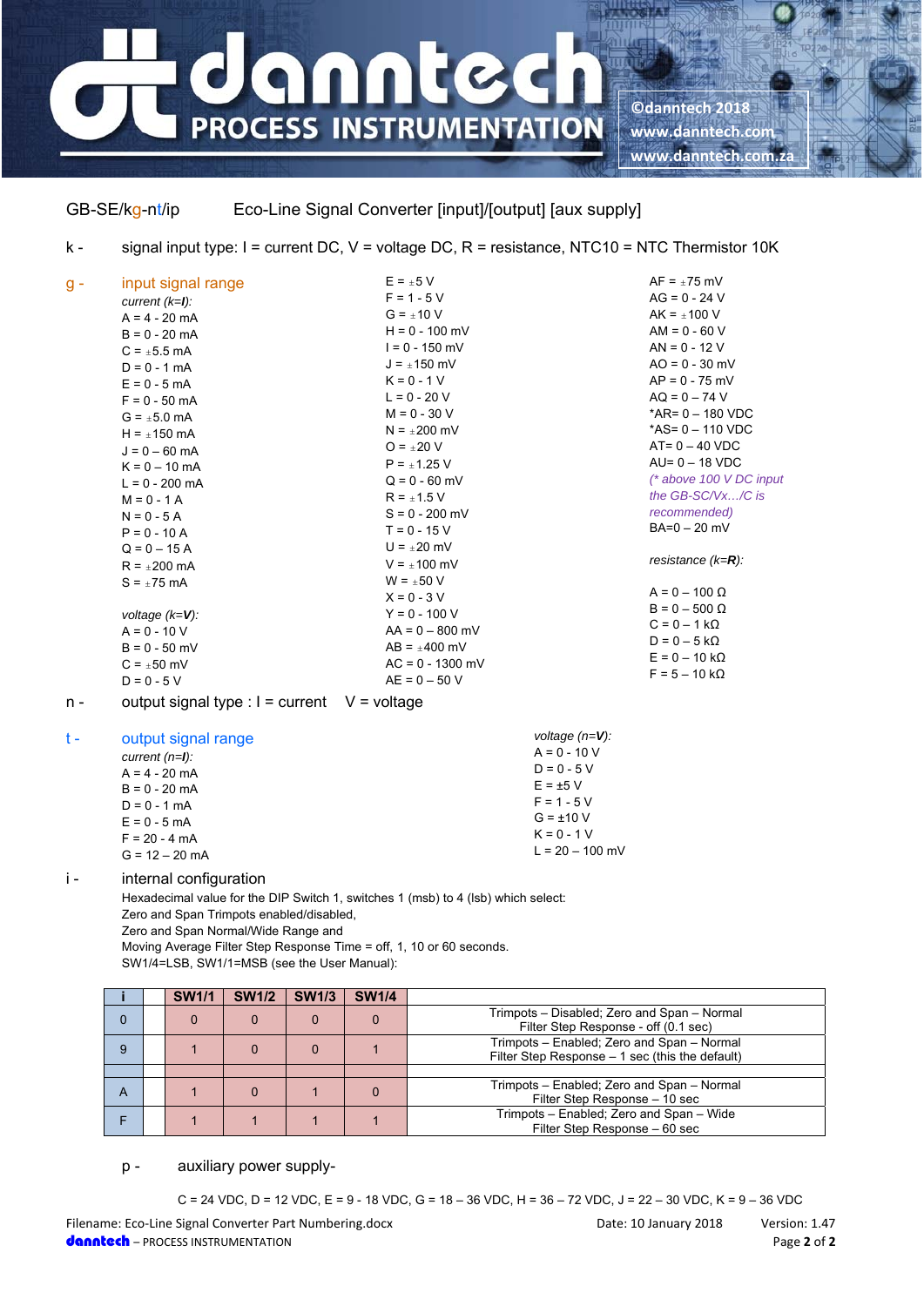GB-SE/kg-nt/ip Eco-Line Signal Converter [input]/[output] [aux supply]

k - signal input type: I = current DC, V = voltage DC, R = resistance, NTC10 = NTC Thermistor 10K

g - input signal range

*current (k=**I**):*
A = 4 - 20 mA
B = 0 - 20 mA
C = ±5.5 mA
D = 0 - 1 mA
E = 0 - 5 mA
F = 0 - 50 mA
G = ±5.0 mA
H = ±150 mA
J = 0 – 60 mA
K = 0 – 10 mA
L = 0 - 200 mA
M = 0 - 1 A
N = 0 - 5 A
P = 0 - 10 A
Q = 0 – 15 A
R = ±200 mA
S = ±75 mA

*voltage (k=**V**):*
A = 0 - 10 V
B = 0 - 50 mV
C = ±50 mV
D = 0 - 5 V
E = ±5 V
F = 1 - 5 V
G = ±10 V
H = 0 - 100 mV
I = 0 - 150 mV
J = ±150 mV
K = 0 - 1 V
L = 0 - 20 V
M = 0 - 30 V
N = ±200 mV
O = ±20 V
P = ±1.25 V
Q = 0 - 60 mV
R = ±1.5 V
S = 0 - 200 mV
T = 0 - 15 V
U = ±20 mV
V = ±100 mV
W = ±50 V
X = 0 - 3 V
Y = 0 - 100 V
AA = 0 – 800 mV
AB = ±400 mV
AC = 0 - 1300 mV
AE = 0 – 50 V
AF = ±75 mV
AG = 0 - 24 V
AK = ±100 V
AM = 0 - 60 V
AN = 0 - 12 V
AO = 0 - 30 mV
AP = 0 - 75 mV
AQ = 0 – 74 V
*AR= 0 – 180 VDC
*AS= 0 – 110 VDC
AT= 0 – 40 VDC
AU= 0 – 18 VDC
*(* above 100 V DC input the GB-SC/Vx…/C is recommended)*
BA=0 – 20 mV

*resistance (k=**R**):*

A = 0 – 100 Ω
B = 0 – 500 Ω
C = 0 – 1 kΩ
D = 0 – 5 kΩ
E = 0 – 10 kΩ
F = 5 – 10 kΩ

n - output signal type : I = current V = voltage

t - output signal range

*current (n=**I**):*
A = 4 - 20 mA
B = 0 - 20 mA
D = 0 - 1 mA
E = 0 - 5 mA
F = 20 - 4 mA
G = 12 – 20 mA

*voltage (n=**V**):*
A = 0 - 10 V
D = 0 - 5 V
E = ±5 V
F = 1 - 5 V
G = ±10 V
K = 0 - 1 V
L = 20 – 100 mV

i - internal configuration

Hexadecimal value for the DIP Switch 1, switches 1 (msb) to 4 (lsb) which select:
Zero and Span Trimpots enabled/disabled,
Zero and Span Normal/Wide Range and
Moving Average Filter Step Response Time = off, 1, 10 or 60 seconds.
SW1/4=LSB, SW1/1=MSB (see the User Manual):

| i | | SW1/1 | SW1/2 | SW1/3 | SW1/4 | |
|---|---|---|---|---|---|---|
| 0 | | 0 | 0 | 0 | 0 | Trimpots – Disabled; Zero and Span – Normal<br>Filter Step Response - off (0.1 sec) |
| 9 | | 1 | 0 | 0 | 1 | Trimpots – Enabled; Zero and Span – Normal<br>Filter Step Response – 1 sec (this the default) |
| | | | | | | |
| A | | 1 | 0 | 1 | 0 | Trimpots – Enabled; Zero and Span – Normal<br>Filter Step Response – 10 sec |
| F | | 1 | 1 | 1 | 1 | Trimpots – Enabled; Zero and Span – Wide<br>Filter Step Response – 60 sec |

p - auxiliary power supply-

C = 24 VDC, D = 12 VDC, E = 9 - 18 VDC, G = 18 – 36 VDC, H = 36 – 72 VDC, J = 22 – 30 VDC, K = 9 – 36 VDC